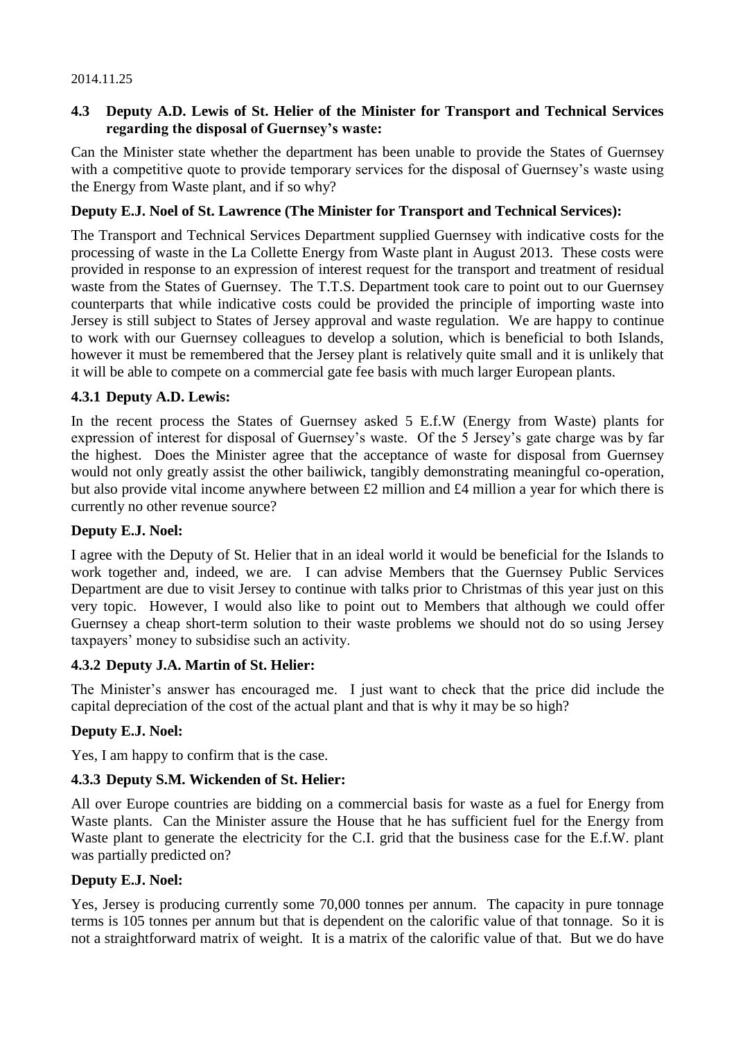2014.11.25

### 4.3 Deputy A.D. Lewis of St. Helier of the Minister for Transport and Technical Services regarding the disposal of Guernsey's waste:

Can the Minister state whether the department has been unable to provide the States of Guernsey with a competitive quote to provide temporary services for the disposal of Guernsey's waste using the Energy from Waste plant, and if so why?

### Deputy E.J. Noel of St. Lawrence (The Minister for Transport and Technical Services):

The Transport and Technical Services Department supplied Guernsey with indicative costs for the processing of waste in the La Collette Energy from Waste plant in August 2013. These costs were provided in response to an expression of interest request for the transport and treatment of residual waste from the States of Guernsey. The T.T.S. Department took care to point out to our Guernsey counterparts that while indicative costs could be provided the principle of importing waste into Jersey is still subject to States of Jersey approval and waste regulation. We are happy to continue to work with our Guernsey colleagues to develop a solution, which is beneficial to both Islands, however it must be remembered that the Jersey plant is relatively quite small and it is unlikely that it will be able to compete on a commercial gate fee basis with much larger European plants.

### 4.3.1 Deputy A.D. Lewis:

In the recent process the States of Guernsey asked 5 E.f.W (Energy from Waste) plants for expression of interest for disposal of Guernsey's waste. Of the 5 Jersey's gate charge was by far the highest. Does the Minister agree that the acceptance of waste for disposal from Guernsey would not only greatly assist the other bailiwick, tangibly demonstrating meaningful co-operation, but also provide vital income anywhere between £2 million and £4 million a year for which there is currently no other revenue source?

### Deputy E.J. Noel:

I agree with the Deputy of St. Helier that in an ideal world it would be beneficial for the Islands to work together and, indeed, we are. I can advise Members that the Guernsey Public Services Department are due to visit Jersey to continue with talks prior to Christmas of this year just on this very topic. However, I would also like to point out to Members that although we could offer Guernsey a cheap short-term solution to their waste problems we should not do so using Jersey taxpayers' money to subsidise such an activity.

### 4.3.2 Deputy J.A. Martin of St. Helier:

The Minister's answer has encouraged me. I just want to check that the price did include the capital depreciation of the cost of the actual plant and that is why it may be so high?

### Deputy E.J. Noel:

Yes, I am happy to confirm that is the case.

### 4.3.3 Deputy S.M. Wickenden of St. Helier:

All over Europe countries are bidding on a commercial basis for waste as a fuel for Energy from Waste plants. Can the Minister assure the House that he has sufficient fuel for the Energy from Waste plant to generate the electricity for the C.I. grid that the business case for the E.f.W. plant was partially predicted on?

### Deputy E.J. Noel:

Yes, Jersey is producing currently some 70,000 tonnes per annum. The capacity in pure tonnage terms is 105 tonnes per annum but that is dependent on the calorific value of that tonnage. So it is not a straightforward matrix of weight. It is a matrix of the calorific value of that. But we do have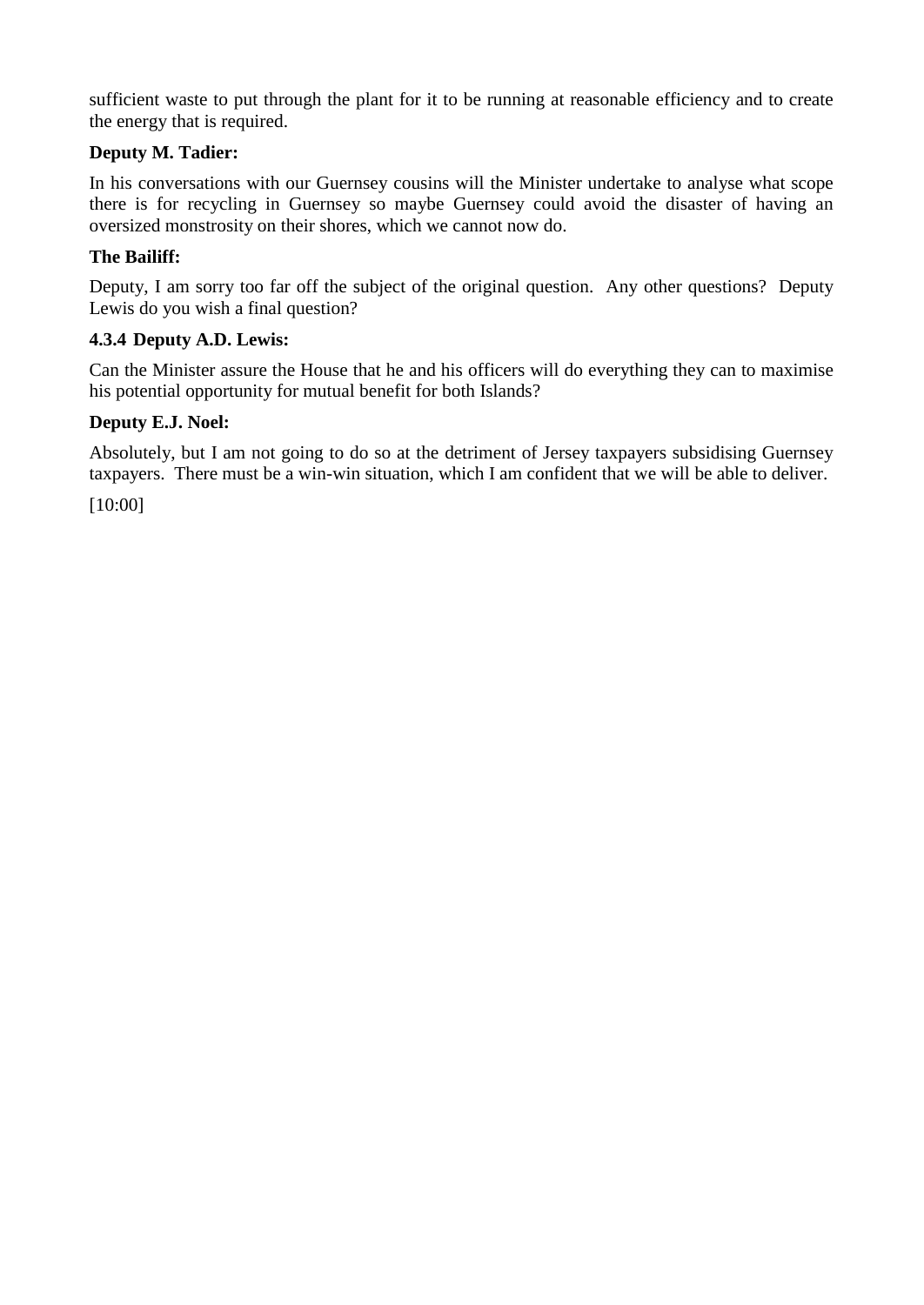sufficient waste to put through the plant for it to be running at reasonable efficiency and to create the energy that is required.

**Deputy M. Tadier:**

In his conversations with our Guernsey cousins will the Minister undertake to analyse what scope there is for recycling in Guernsey so maybe Guernsey could avoid the disaster of having an oversized monstrosity on their shores, which we cannot now do.

**The Bailiff:**

Deputy, I am sorry too far off the subject of the original question. Any other questions? Deputy Lewis do you wish a final question?

**4.3.4 Deputy A.D. Lewis:**

Can the Minister assure the House that he and his officers will do everything they can to maximise his potential opportunity for mutual benefit for both Islands?

**Deputy E.J. Noel:**

Absolutely, but I am not going to do so at the detriment of Jersey taxpayers subsidising Guernsey taxpayers. There must be a win-win situation, which I am confident that we will be able to deliver.

[10:00]